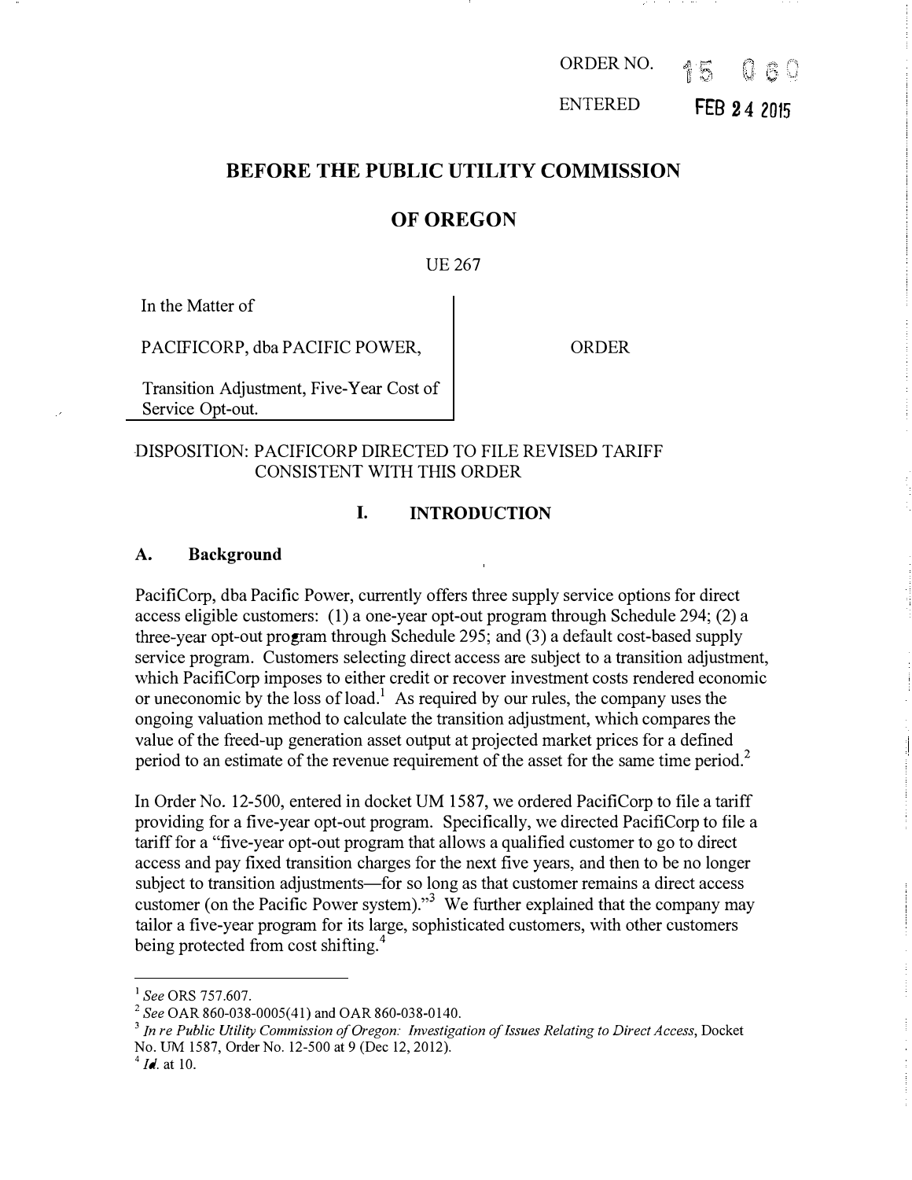ORDER NO. 15 060

ENTERED FEB 24 2015

# BEFORE THE PUBLIC UTILITY COMMISSION

# OF OREGON

UE 267

| In the Matter of PACIFICORP, dba PACIFIC POWER, Transition Adjustment, Five-Year Cost of Service Opt-out. | ORDER |
| --- | --- |

DISPOSITION: PACIFICORP DIRECTED TO FILE REVISED TARIFF CONSISTENT WITH THIS ORDER

## I. INTRODUCTION

### A. Background

PacifiCorp, dba Pacific Power, currently offers three supply service options for direct access eligible customers: (1) a one-year opt-out program through Schedule 294; (2) a three-year opt-out program through Schedule 295; and (3) a default cost-based supply service program. Customers selecting direct access are subject to a transition adjustment, which PacifiCorp imposes to either credit or recover investment costs rendered economic or uneconomic by the loss of load.[1] As required by our rules, the company uses the ongoing valuation method to calculate the transition adjustment, which compares the value of the freed-up generation asset output at projected market prices for a defined period to an estimate of the revenue requirement of the asset for the same time period.[2]

In Order No. 12-500, entered in docket UM 1587, we ordered PacifiCorp to file a tariff providing for a five-year opt-out program. Specifically, we directed PacifiCorp to file a tariff for a "five-year opt-out program that allows a qualified customer to go to direct access and pay fixed transition charges for the next five years, and then to be no longer subject to transition adjustments—for so long as that customer remains a direct access customer (on the Pacific Power system)."[3] We further explained that the company may tailor a five-year program for its large, sophisticated customers, with other customers being protected from cost shifting.[4]

---

[1] *See* ORS 757.607.

[2] *See* OAR 860-038-0005(41) and OAR 860-038-0140.

[3] *In re Public Utility Commission of Oregon: Investigation of Issues Relating to Direct Access*, Docket No. UM 1587, Order No. 12-500 at 9 (Dec 12, 2012).

[4] *Id.* at 10.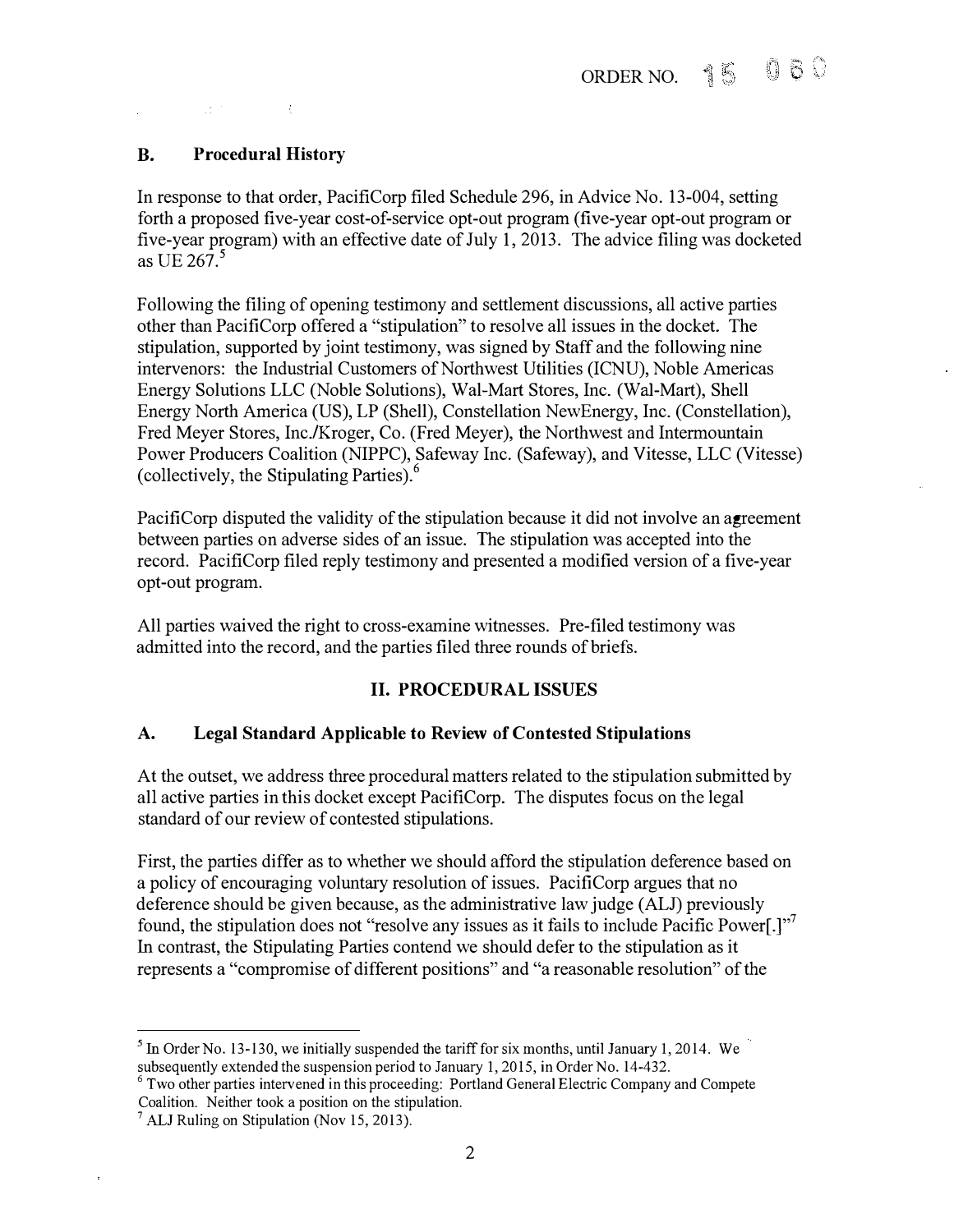## B. Procedural History

In response to that order, PacifiCorp filed Schedule 296, in Advice No. 13-004, setting forth a proposed five-year cost-of-service opt-out program (five-year opt-out program or five-year program) with an effective date of July 1, 2013. The advice filing was docketed as UE 267.[5]

Following the filing of opening testimony and settlement discussions, all active parties other than PacifiCorp offered a "stipulation" to resolve all issues in the docket. The stipulation, supported by joint testimony, was signed by Staff and the following nine intervenors: the Industrial Customers of Northwest Utilities (ICNU), Noble Americas Energy Solutions LLC (Noble Solutions), Wal-Mart Stores, Inc. (Wal-Mart), Shell Energy North America (US), LP (Shell), Constellation NewEnergy, Inc. (Constellation), Fred Meyer Stores, Inc./Kroger, Co. (Fred Meyer), the Northwest and Intermountain Power Producers Coalition (NIPPC), Safeway Inc. (Safeway), and Vitesse, LLC (Vitesse) (collectively, the Stipulating Parties).[6]

PacifiCorp disputed the validity of the stipulation because it did not involve an agreement between parties on adverse sides of an issue. The stipulation was accepted into the record. PacifiCorp filed reply testimony and presented a modified version of a five-year opt-out program.

All parties waived the right to cross-examine witnesses. Pre-filed testimony was admitted into the record, and the parties filed three rounds of briefs.

# II. PROCEDURAL ISSUES

## A. Legal Standard Applicable to Review of Contested Stipulations

At the outset, we address three procedural matters related to the stipulation submitted by all active parties in this docket except PacifiCorp. The disputes focus on the legal standard of our review of contested stipulations.

First, the parties differ as to whether we should afford the stipulation deference based on a policy of encouraging voluntary resolution of issues. PacifiCorp argues that no deference should be given because, as the administrative law judge (ALJ) previously found, the stipulation does not "resolve any issues as it fails to include Pacific Power[.]"[7] In contrast, the Stipulating Parties contend we should defer to the stipulation as it represents a "compromise of different positions" and "a reasonable resolution" of the

---

[5] In Order No. 13-130, we initially suspended the tariff for six months, until January 1, 2014. We subsequently extended the suspension period to January 1, 2015, in Order No. 14-432.

[6] Two other parties intervened in this proceeding: Portland General Electric Company and Compete Coalition. Neither took a position on the stipulation.

[7] ALJ Ruling on Stipulation (Nov 15, 2013).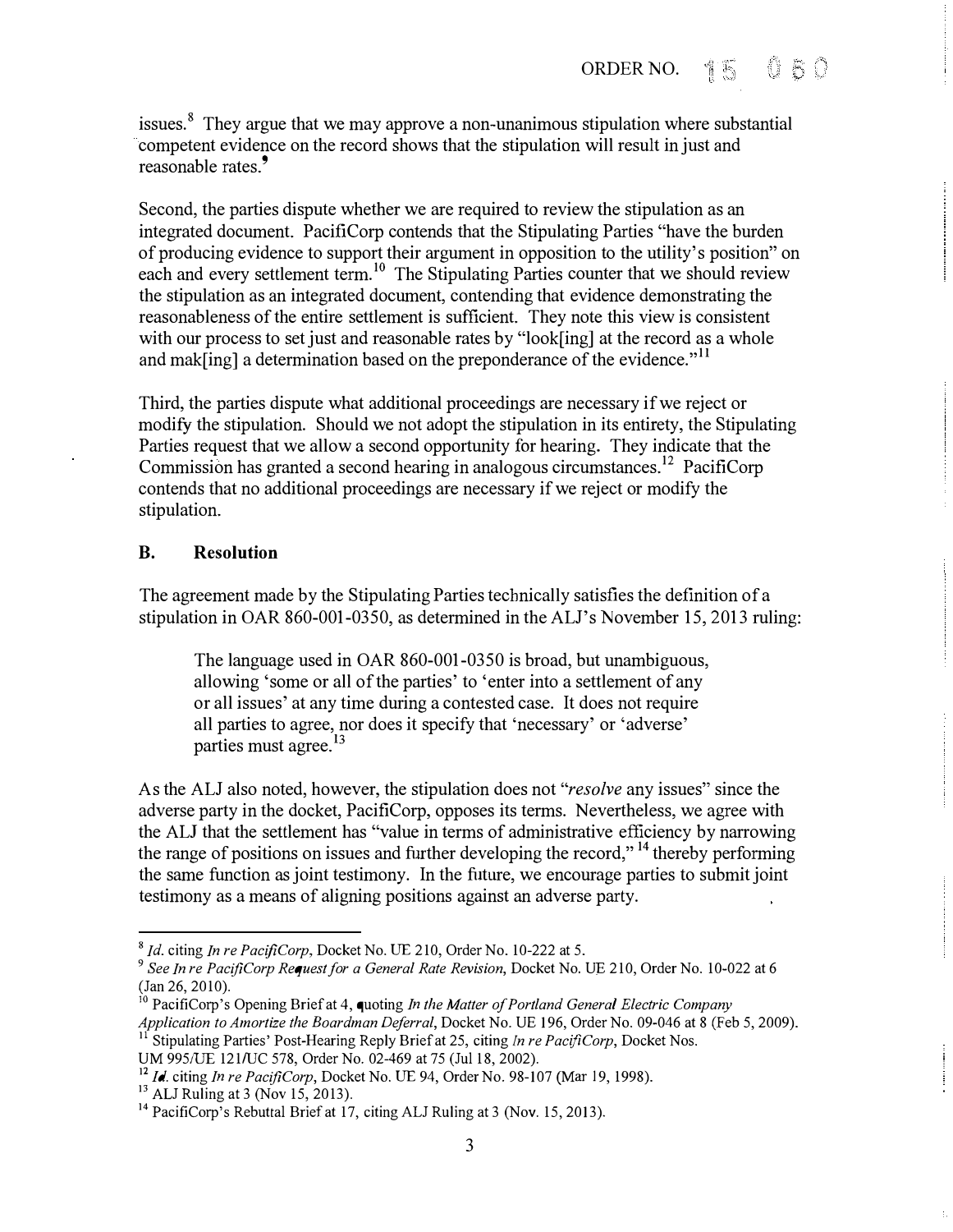issues.[8] They argue that we may approve a non-unanimous stipulation where substantial competent evidence on the record shows that the stipulation will result in just and reasonable rates.[9]

Second, the parties dispute whether we are required to review the stipulation as an integrated document. PacifiCorp contends that the Stipulating Parties "have the burden of producing evidence to support their argument in opposition to the utility's position" on each and every settlement term.[10] The Stipulating Parties counter that we should review the stipulation as an integrated document, contending that evidence demonstrating the reasonableness of the entire settlement is sufficient. They note this view is consistent with our process to set just and reasonable rates by "look[ing] at the record as a whole and mak[ing] a determination based on the preponderance of the evidence."[11]

Third, the parties dispute what additional proceedings are necessary if we reject or modify the stipulation. Should we not adopt the stipulation in its entirety, the Stipulating Parties request that we allow a second opportunity for hearing. They indicate that the Commission has granted a second hearing in analogous circumstances.[12] PacifiCorp contends that no additional proceedings are necessary if we reject or modify the stipulation.

### B. Resolution

The agreement made by the Stipulating Parties technically satisfies the definition of a stipulation in OAR 860-001-0350, as determined in the ALJ's November 15, 2013 ruling:

> The language used in OAR 860-001-0350 is broad, but unambiguous, allowing 'some or all of the parties' to 'enter into a settlement of any or all issues' at any time during a contested case. It does not require all parties to agree, nor does it specify that 'necessary' or 'adverse' parties must agree.[13]

As the ALJ also noted, however, the stipulation does not "*resolve* any issues" since the adverse party in the docket, PacifiCorp, opposes its terms. Nevertheless, we agree with the ALJ that the settlement has "value in terms of administrative efficiency by narrowing the range of positions on issues and further developing the record," [14] thereby performing the same function as joint testimony. In the future, we encourage parties to submit joint testimony as a means of aligning positions against an adverse party.

---

[8] *Id.* citing *In re PacifiCorp*, Docket No. UE 210, Order No. 10-222 at 5.

[9] *See In re PacifiCorp Request for a General Rate Revision*, Docket No. UE 210, Order No. 10-022 at 6 (Jan 26, 2010).

[10] PacifiCorp's Opening Brief at 4, quoting *In the Matter of Portland General Electric Company Application to Amortize the Boardman Deferral*, Docket No. UE 196, Order No. 09-046 at 8 (Feb 5, 2009).

[11] Stipulating Parties' Post-Hearing Reply Brief at 25, citing *In re PacifiCorp*, Docket Nos. UM 995/UE 121/UC 578, Order No. 02-469 at 75 (Jul 18, 2002).

[12] *Id.* citing *In re PacifiCorp*, Docket No. UE 94, Order No. 98-107 (Mar 19, 1998).

[13] ALJ Ruling at 3 (Nov 15, 2013).

[14] PacifiCorp's Rebuttal Brief at 17, citing ALJ Ruling at 3 (Nov. 15, 2013).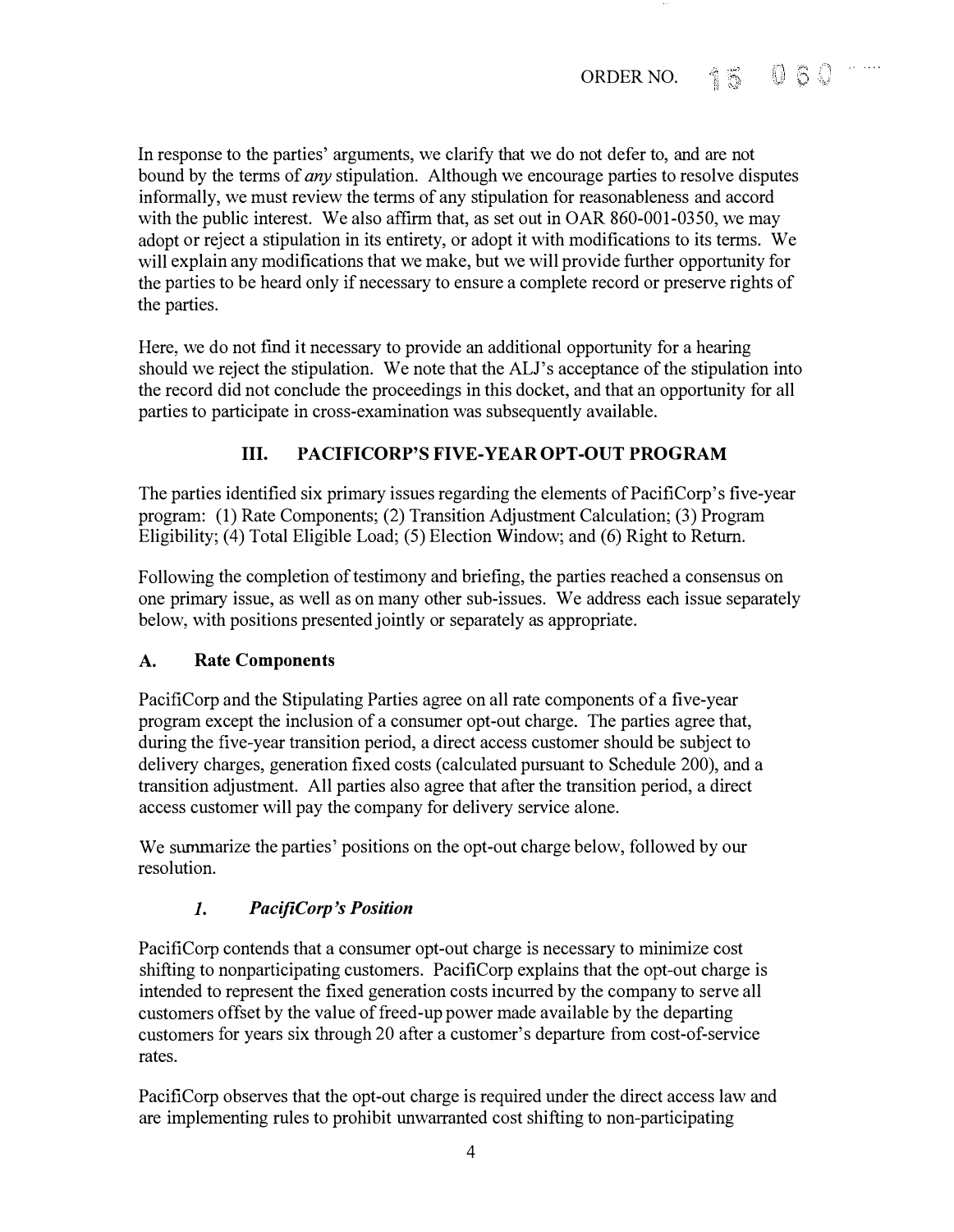In response to the parties' arguments, we clarify that we do not defer to, and are not bound by the terms of *any* stipulation. Although we encourage parties to resolve disputes informally, we must review the terms of any stipulation for reasonableness and accord with the public interest. We also affirm that, as set out in OAR 860-001-0350, we may adopt or reject a stipulation in its entirety, or adopt it with modifications to its terms. We will explain any modifications that we make, but we will provide further opportunity for the parties to be heard only if necessary to ensure a complete record or preserve rights of the parties.

Here, we do not find it necessary to provide an additional opportunity for a hearing should we reject the stipulation. We note that the ALJ's acceptance of the stipulation into the record did not conclude the proceedings in this docket, and that an opportunity for all parties to participate in cross-examination was subsequently available.

## III. PACIFICORP'S FIVE-YEAR OPT-OUT PROGRAM

The parties identified six primary issues regarding the elements of PacifiCorp's five-year program: (1) Rate Components; (2) Transition Adjustment Calculation; (3) Program Eligibility; (4) Total Eligible Load; (5) Election Window; and (6) Right to Return.

Following the completion of testimony and briefing, the parties reached a consensus on one primary issue, as well as on many other sub-issues. We address each issue separately below, with positions presented jointly or separately as appropriate.

### A. Rate Components

PacifiCorp and the Stipulating Parties agree on all rate components of a five-year program except the inclusion of a consumer opt-out charge. The parties agree that, during the five-year transition period, a direct access customer should be subject to delivery charges, generation fixed costs (calculated pursuant to Schedule 200), and a transition adjustment. All parties also agree that after the transition period, a direct access customer will pay the company for delivery service alone.

We summarize the parties' positions on the opt-out charge below, followed by our resolution.

#### *1. PacifiCorp's Position*

PacifiCorp contends that a consumer opt-out charge is necessary to minimize cost shifting to nonparticipating customers. PacifiCorp explains that the opt-out charge is intended to represent the fixed generation costs incurred by the company to serve all customers offset by the value of freed-up power made available by the departing customers for years six through 20 after a customer's departure from cost-of-service rates.

PacifiCorp observes that the opt-out charge is required under the direct access law and are implementing rules to prohibit unwarranted cost shifting to non-participating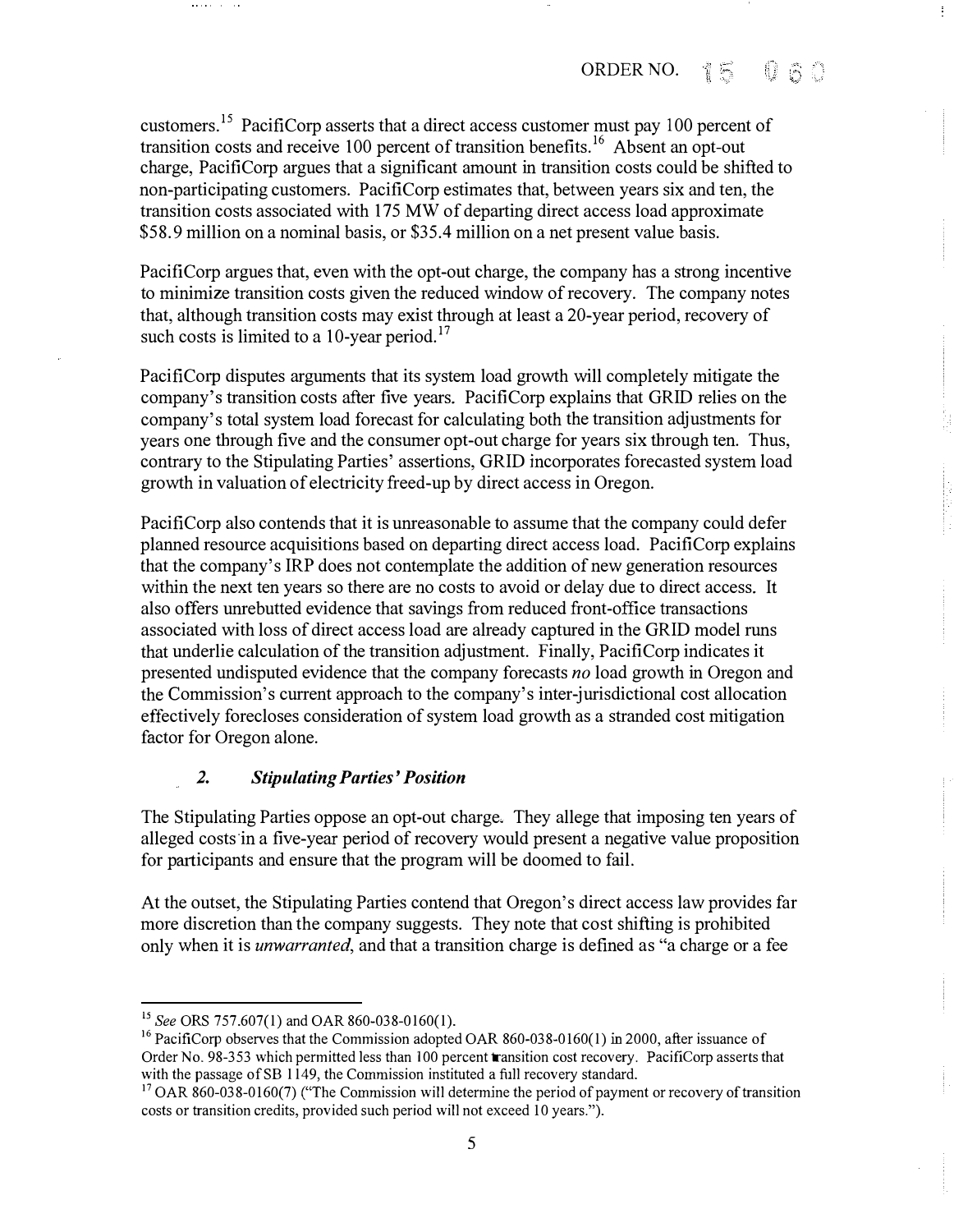customers.[15] PacifiCorp asserts that a direct access customer must pay 100 percent of transition costs and receive 100 percent of transition benefits.[16] Absent an opt-out charge, PacifiCorp argues that a significant amount in transition costs could be shifted to non-participating customers. PacifiCorp estimates that, between years six and ten, the transition costs associated with 175 MW of departing direct access load approximate $58.9 million on a nominal basis, or $35.4 million on a net present value basis.

PacifiCorp argues that, even with the opt-out charge, the company has a strong incentive to minimize transition costs given the reduced window of recovery. The company notes that, although transition costs may exist through at least a 20-year period, recovery of such costs is limited to a 10-year period.[17]

PacifiCorp disputes arguments that its system load growth will completely mitigate the company's transition costs after five years. PacifiCorp explains that GRID relies on the company's total system load forecast for calculating both the transition adjustments for years one through five and the consumer opt-out charge for years six through ten. Thus, contrary to the Stipulating Parties' assertions, GRID incorporates forecasted system load growth in valuation of electricity freed-up by direct access in Oregon.

PacifiCorp also contends that it is unreasonable to assume that the company could defer planned resource acquisitions based on departing direct access load. PacifiCorp explains that the company's IRP does not contemplate the addition of new generation resources within the next ten years so there are no costs to avoid or delay due to direct access. It also offers unrebutted evidence that savings from reduced front-office transactions associated with loss of direct access load are already captured in the GRID model runs that underlie calculation of the transition adjustment. Finally, PacifiCorp indicates it presented undisputed evidence that the company forecasts *no* load growth in Oregon and the Commission's current approach to the company's inter-jurisdictional cost allocation effectively forecloses consideration of system load growth as a stranded cost mitigation factor for Oregon alone.

### *2. Stipulating Parties' Position*

The Stipulating Parties oppose an opt-out charge. They allege that imposing ten years of alleged costs in a five-year period of recovery would present a negative value proposition for participants and ensure that the program will be doomed to fail.

At the outset, the Stipulating Parties contend that Oregon's direct access law provides far more discretion than the company suggests. They note that cost shifting is prohibited only when it is *unwarranted*, and that a transition charge is defined as "a charge or a fee

---

[15] *See* ORS 757.607(1) and OAR 860-038-0160(1).

[16] PacifiCorp observes that the Commission adopted OAR 860-038-0160(1) in 2000, after issuance of Order No. 98-353 which permitted less than 100 percent transition cost recovery. PacifiCorp asserts that with the passage of SB 1149, the Commission instituted a full recovery standard.

[17] OAR 860-038-0160(7) ("The Commission will determine the period of payment or recovery of transition costs or transition credits, provided such period will not exceed 10 years.").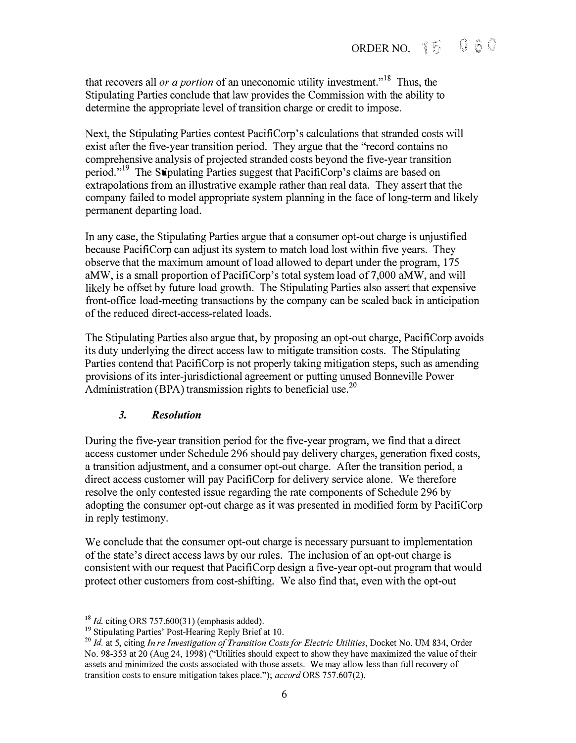that recovers all *or a portion* of an uneconomic utility investment."[18] Thus, the Stipulating Parties conclude that law provides the Commission with the ability to determine the appropriate level of transition charge or credit to impose.

Next, the Stipulating Parties contest PacifiCorp's calculations that stranded costs will exist after the five-year transition period. They argue that the "record contains no comprehensive analysis of projected stranded costs beyond the five-year transition period."[19] The Stipulating Parties suggest that PacifiCorp's claims are based on extrapolations from an illustrative example rather than real data. They assert that the company failed to model appropriate system planning in the face of long-term and likely permanent departing load.

In any case, the Stipulating Parties argue that a consumer opt-out charge is unjustified because PacifiCorp can adjust its system to match load lost within five years. They observe that the maximum amount of load allowed to depart under the program, 175 aMW, is a small proportion of PacifiCorp's total system load of 7,000 aMW, and will likely be offset by future load growth. The Stipulating Parties also assert that expensive front-office load-meeting transactions by the company can be scaled back in anticipation of the reduced direct-access-related loads.

The Stipulating Parties also argue that, by proposing an opt-out charge, PacifiCorp avoids its duty underlying the direct access law to mitigate transition costs. The Stipulating Parties contend that PacifiCorp is not properly taking mitigation steps, such as amending provisions of its inter-jurisdictional agreement or putting unused Bonneville Power Administration (BPA) transmission rights to beneficial use.[20]

### *3. Resolution*

During the five-year transition period for the five-year program, we find that a direct access customer under Schedule 296 should pay delivery charges, generation fixed costs, a transition adjustment, and a consumer opt-out charge. After the transition period, a direct access customer will pay PacifiCorp for delivery service alone. We therefore resolve the only contested issue regarding the rate components of Schedule 296 by adopting the consumer opt-out charge as it was presented in modified form by PacifiCorp in reply testimony.

We conclude that the consumer opt-out charge is necessary pursuant to implementation of the state's direct access laws by our rules. The inclusion of an opt-out charge is consistent with our request that PacifiCorp design a five-year opt-out program that would protect other customers from cost-shifting. We also find that, even with the opt-out

---

[18] *Id.* citing ORS 757.600(31) (emphasis added).

[19] Stipulating Parties' Post-Hearing Reply Brief at 10.

[20] *Id.* at 5, citing *In re Investigation of Transition Costs for Electric Utilities*, Docket No. UM 834, Order No. 98-353 at 20 (Aug 24, 1998) ("Utilities should expect to show they have maximized the value of their assets and minimized the costs associated with those assets. We may allow less than full recovery of transition costs to ensure mitigation takes place."); *accord* ORS 757.607(2).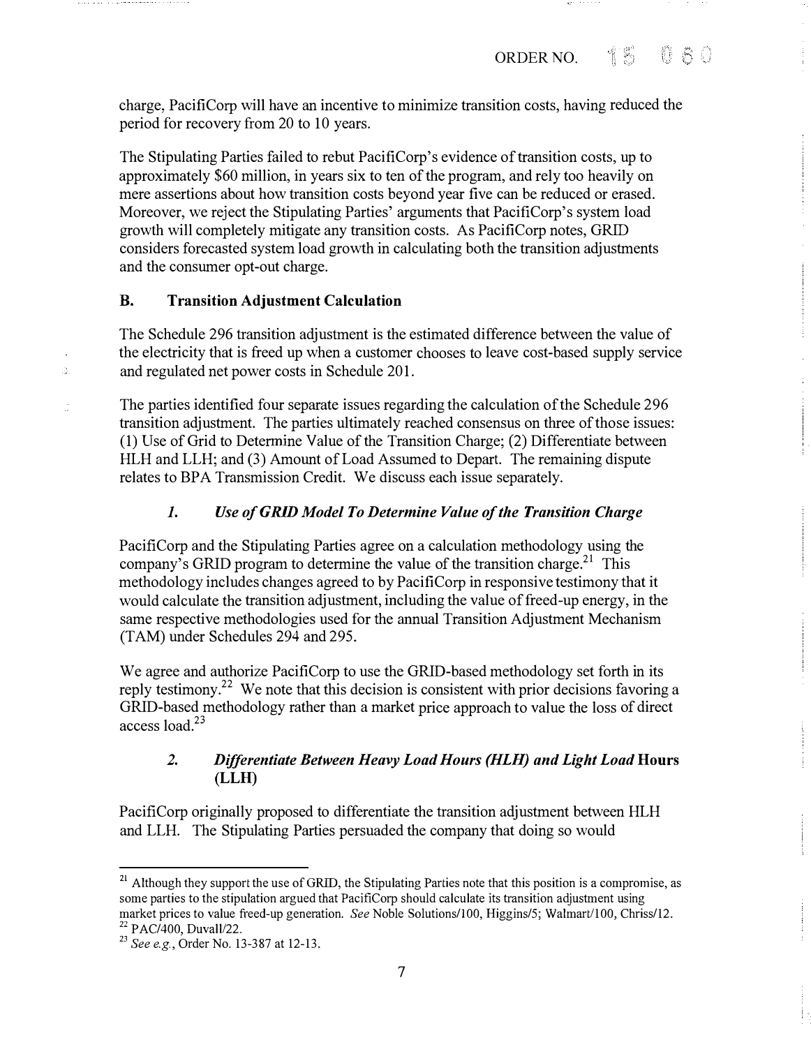charge, PacifiCorp will have an incentive to minimize transition costs, having reduced the period for recovery from 20 to 10 years.

The Stipulating Parties failed to rebut PacifiCorp's evidence of transition costs, up to approximately $60 million, in years six to ten of the program, and rely too heavily on mere assertions about how transition costs beyond year five can be reduced or erased. Moreover, we reject the Stipulating Parties' arguments that PacifiCorp's system load growth will completely mitigate any transition costs. As PacifiCorp notes, GRID considers forecasted system load growth in calculating both the transition adjustments and the consumer opt-out charge.

### B. Transition Adjustment Calculation

The Schedule 296 transition adjustment is the estimated difference between the value of the electricity that is freed up when a customer chooses to leave cost-based supply service and regulated net power costs in Schedule 201.

The parties identified four separate issues regarding the calculation of the Schedule 296 transition adjustment. The parties ultimately reached consensus on three of those issues: (1) Use of Grid to Determine Value of the Transition Charge; (2) Differentiate between HLH and LLH; and (3) Amount of Load Assumed to Depart. The remaining dispute relates to BPA Transmission Credit. We discuss each issue separately.

#### *1. Use of GRID Model To Determine Value of the Transition Charge*

PacifiCorp and the Stipulating Parties agree on a calculation methodology using the company's GRID program to determine the value of the transition charge.[21] This methodology includes changes agreed to by PacifiCorp in responsive testimony that it would calculate the transition adjustment, including the value of freed-up energy, in the same respective methodologies used for the annual Transition Adjustment Mechanism (TAM) under Schedules 294 and 295.

We agree and authorize PacifiCorp to use the GRID-based methodology set forth in its reply testimony.[22] We note that this decision is consistent with prior decisions favoring a GRID-based methodology rather than a market price approach to value the loss of direct access load.[23]

#### *2. Differentiate Between Heavy Load Hours (HLH) and Light Load* Hours (LLH)

PacifiCorp originally proposed to differentiate the transition adjustment between HLH and LLH. The Stipulating Parties persuaded the company that doing so would

---

[21] Although they support the use of GRID, the Stipulating Parties note that this position is a compromise, as some parties to the stipulation argued that PacifiCorp should calculate its transition adjustment using market prices to value freed-up generation. *See* Noble Solutions/100, Higgins/5; Walmart/100, Chriss/12.

[22] PAC/400, Duvall/22.

[23] *See e.g.*, Order No. 13-387 at 12-13.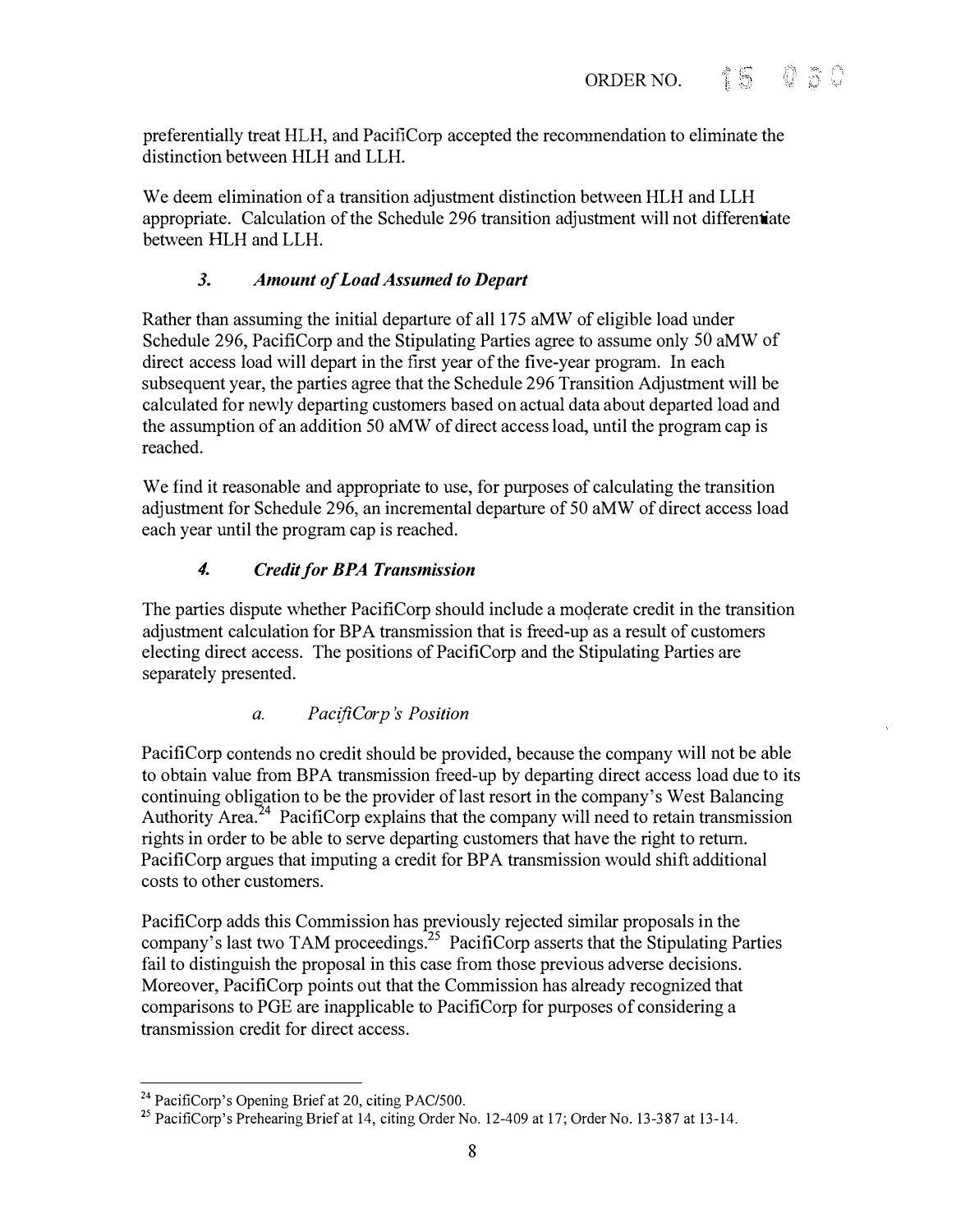preferentially treat HLH, and PacifiCorp accepted the recommendation to eliminate the distinction between HLH and LLH.

We deem elimination of a transition adjustment distinction between HLH and LLH appropriate. Calculation of the Schedule 296 transition adjustment will not differentiate between HLH and LLH.

### *3. Amount of Load Assumed to Depart*

Rather than assuming the initial departure of all 175 aMW of eligible load under Schedule 296, PacifiCorp and the Stipulating Parties agree to assume only 50 aMW of direct access load will depart in the first year of the five-year program. In each subsequent year, the parties agree that the Schedule 296 Transition Adjustment will be calculated for newly departing customers based on actual data about departed load and the assumption of an addition 50 aMW of direct access load, until the program cap is reached.

We find it reasonable and appropriate to use, for purposes of calculating the transition adjustment for Schedule 296, an incremental departure of 50 aMW of direct access load each year until the program cap is reached.

### *4. Credit for BPA Transmission*

The parties dispute whether PacifiCorp should include a moderate credit in the transition adjustment calculation for BPA transmission that is freed-up as a result of customers electing direct access. The positions of PacifiCorp and the Stipulating Parties are separately presented.

#### *a. PacifiCorp's Position*

PacifiCorp contends no credit should be provided, because the company will not be able to obtain value from BPA transmission freed-up by departing direct access load due to its continuing obligation to be the provider of last resort in the company's West Balancing Authority Area.[24] PacifiCorp explains that the company will need to retain transmission rights in order to be able to serve departing customers that have the right to return. PacifiCorp argues that imputing a credit for BPA transmission would shift additional costs to other customers.

PacifiCorp adds this Commission has previously rejected similar proposals in the company's last two TAM proceedings.[25] PacifiCorp asserts that the Stipulating Parties fail to distinguish the proposal in this case from those previous adverse decisions. Moreover, PacifiCorp points out that the Commission has already recognized that comparisons to PGE are inapplicable to PacifiCorp for purposes of considering a transmission credit for direct access.

---

[24] PacifiCorp's Opening Brief at 20, citing PAC/500.

[25] PacifiCorp's Prehearing Brief at 14, citing Order No. 12-409 at 17; Order No. 13-387 at 13-14.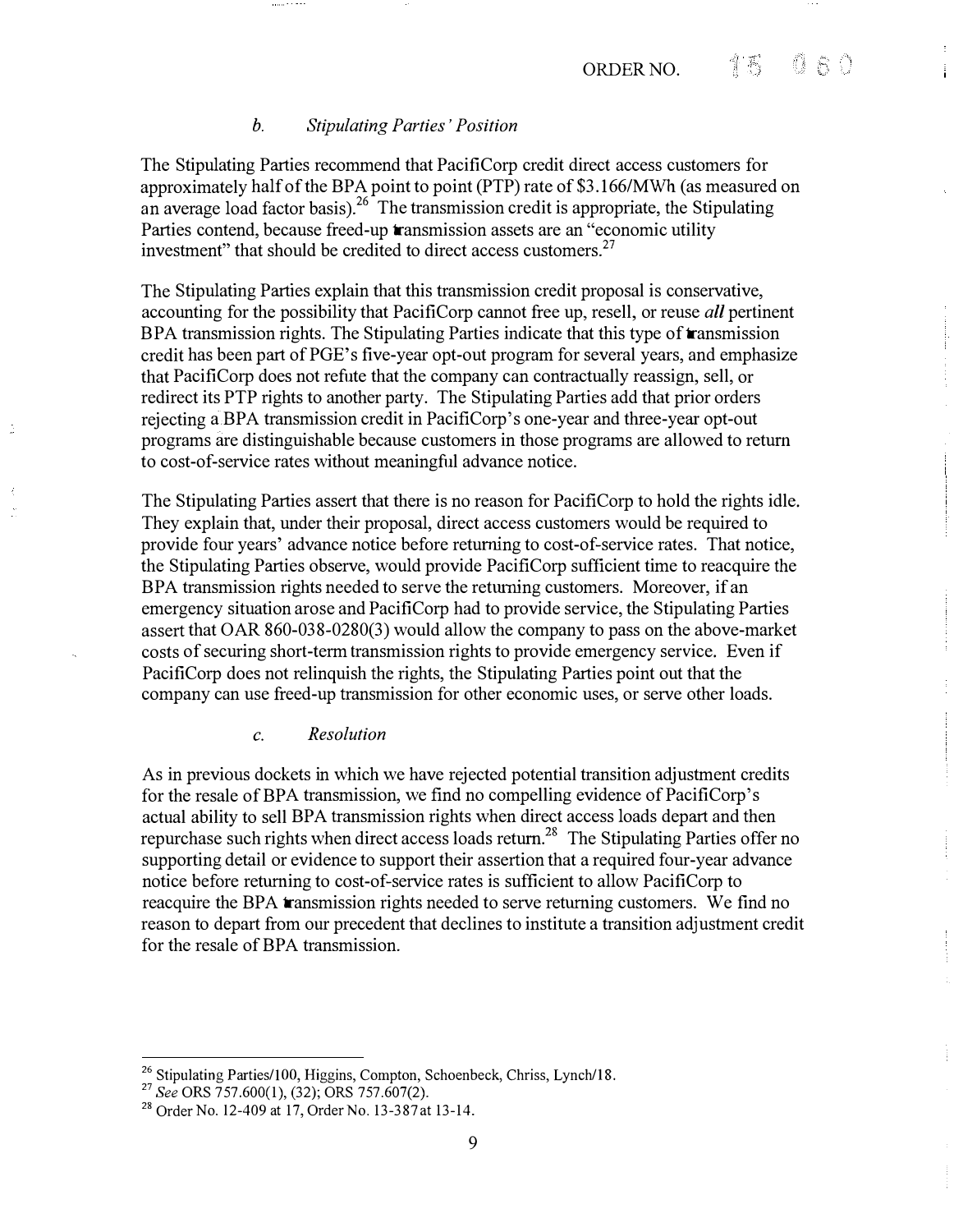### *b. Stipulating Parties' Position*

The Stipulating Parties recommend that PacifiCorp credit direct access customers for approximately half of the BPA point to point (PTP) rate of $3.166/MWh (as measured on an average load factor basis).[26] The transmission credit is appropriate, the Stipulating Parties contend, because freed-up transmission assets are an "economic utility investment" that should be credited to direct access customers.[27]

The Stipulating Parties explain that this transmission credit proposal is conservative, accounting for the possibility that PacifiCorp cannot free up, resell, or reuse *all* pertinent BPA transmission rights. The Stipulating Parties indicate that this type of transmission credit has been part of PGE's five-year opt-out program for several years, and emphasize that PacifiCorp does not refute that the company can contractually reassign, sell, or redirect its PTP rights to another party. The Stipulating Parties add that prior orders rejecting a BPA transmission credit in PacifiCorp's one-year and three-year opt-out programs are distinguishable because customers in those programs are allowed to return to cost-of-service rates without meaningful advance notice.

The Stipulating Parties assert that there is no reason for PacifiCorp to hold the rights idle. They explain that, under their proposal, direct access customers would be required to provide four years' advance notice before returning to cost-of-service rates. That notice, the Stipulating Parties observe, would provide PacifiCorp sufficient time to reacquire the BPA transmission rights needed to serve the returning customers. Moreover, if an emergency situation arose and PacifiCorp had to provide service, the Stipulating Parties assert that OAR 860-038-0280(3) would allow the company to pass on the above-market costs of securing short-term transmission rights to provide emergency service. Even if PacifiCorp does not relinquish the rights, the Stipulating Parties point out that the company can use freed-up transmission for other economic uses, or serve other loads.

### *c. Resolution*

As in previous dockets in which we have rejected potential transition adjustment credits for the resale of BPA transmission, we find no compelling evidence of PacifiCorp's actual ability to sell BPA transmission rights when direct access loads depart and then repurchase such rights when direct access loads return.[28] The Stipulating Parties offer no supporting detail or evidence to support their assertion that a required four-year advance notice before returning to cost-of-service rates is sufficient to allow PacifiCorp to reacquire the BPA transmission rights needed to serve returning customers. We find no reason to depart from our precedent that declines to institute a transition adjustment credit for the resale of BPA transmission.

---

[26] Stipulating Parties/100, Higgins, Compton, Schoenbeck, Chriss, Lynch/18.

[27] *See* ORS 757.600(1), (32); ORS 757.607(2).

[28] Order No. 12-409 at 17, Order No. 13-387 at 13-14.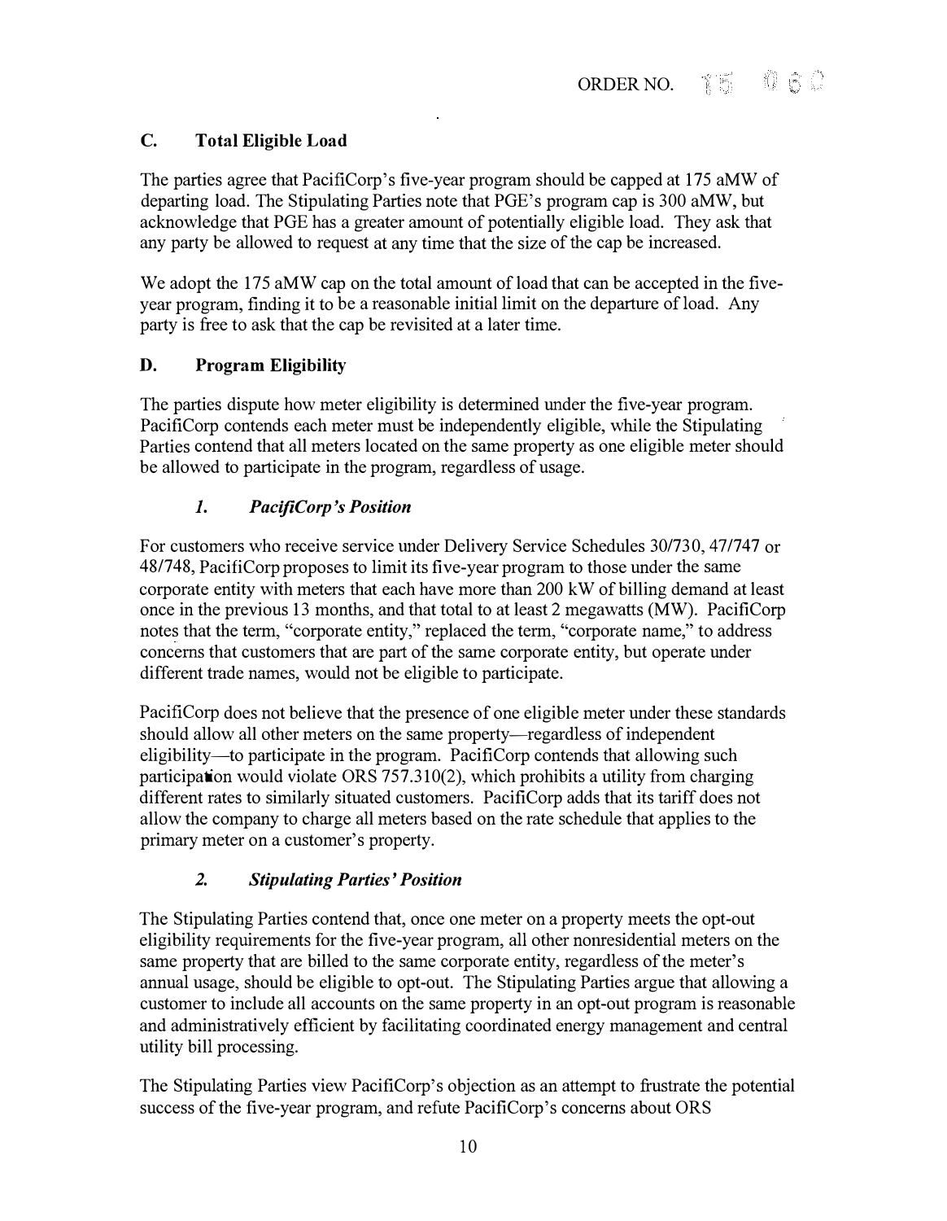## C. Total Eligible Load

The parties agree that PacifiCorp's five-year program should be capped at 175 aMW of departing load. The Stipulating Parties note that PGE's program cap is 300 aMW, but acknowledge that PGE has a greater amount of potentially eligible load. They ask that any party be allowed to request at any time that the size of the cap be increased.

We adopt the 175 aMW cap on the total amount of load that can be accepted in the five-year program, finding it to be a reasonable initial limit on the departure of load. Any party is free to ask that the cap be revisited at a later time.

## D. Program Eligibility

The parties dispute how meter eligibility is determined under the five-year program. PacifiCorp contends each meter must be independently eligible, while the Stipulating Parties contend that all meters located on the same property as one eligible meter should be allowed to participate in the program, regardless of usage.

### *1. PacifiCorp's Position*

For customers who receive service under Delivery Service Schedules 30/730, 47/747 or 48/748, PacifiCorp proposes to limit its five-year program to those under the same corporate entity with meters that each have more than 200 kW of billing demand at least once in the previous 13 months, and that total to at least 2 megawatts (MW). PacifiCorp notes that the term, "corporate entity," replaced the term, "corporate name," to address concerns that customers that are part of the same corporate entity, but operate under different trade names, would not be eligible to participate.

PacifiCorp does not believe that the presence of one eligible meter under these standards should allow all other meters on the same property—regardless of independent eligibility—to participate in the program. PacifiCorp contends that allowing such participation would violate ORS 757.310(2), which prohibits a utility from charging different rates to similarly situated customers. PacifiCorp adds that its tariff does not allow the company to charge all meters based on the rate schedule that applies to the primary meter on a customer's property.

### *2. Stipulating Parties' Position*

The Stipulating Parties contend that, once one meter on a property meets the opt-out eligibility requirements for the five-year program, all other nonresidential meters on the same property that are billed to the same corporate entity, regardless of the meter's annual usage, should be eligible to opt-out. The Stipulating Parties argue that allowing a customer to include all accounts on the same property in an opt-out program is reasonable and administratively efficient by facilitating coordinated energy management and central utility bill processing.

The Stipulating Parties view PacifiCorp's objection as an attempt to frustrate the potential success of the five-year program, and refute PacifiCorp's concerns about ORS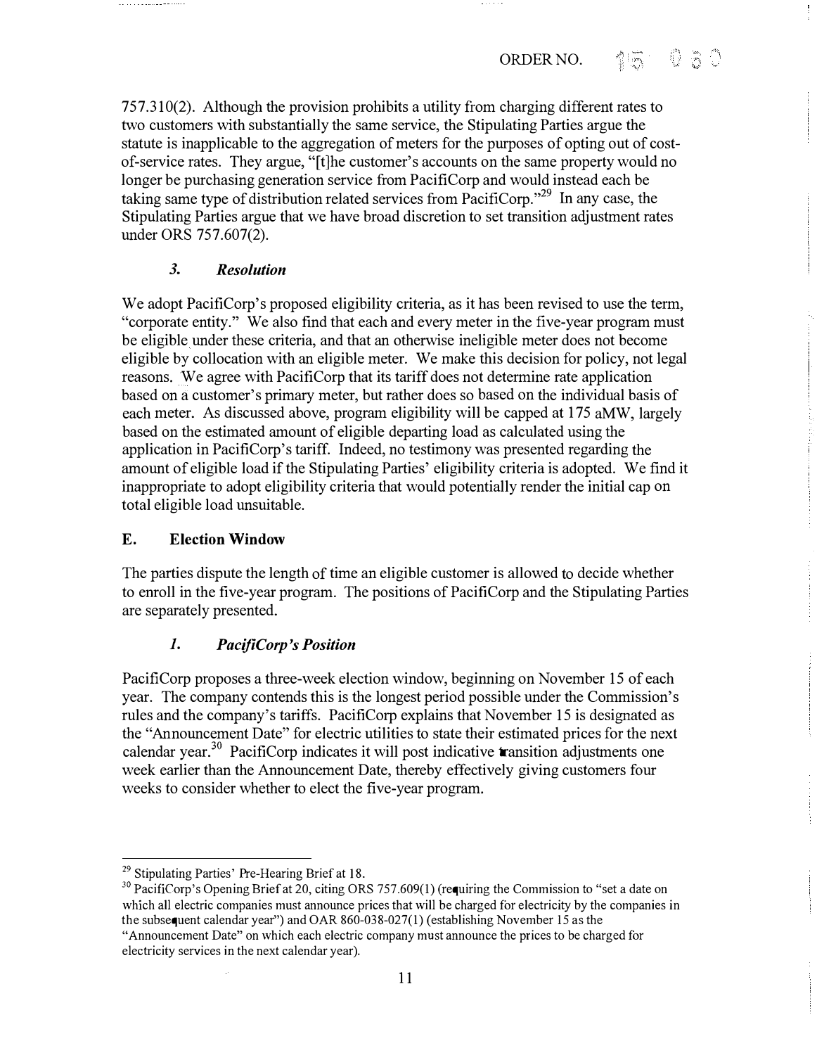757.310(2). Although the provision prohibits a utility from charging different rates to two customers with substantially the same service, the Stipulating Parties argue the statute is inapplicable to the aggregation of meters for the purposes of opting out of cost-of-service rates. They argue, "[t]he customer's accounts on the same property would no longer be purchasing generation service from PacifiCorp and would instead each be taking same type of distribution related services from PacifiCorp."[29] In any case, the Stipulating Parties argue that we have broad discretion to set transition adjustment rates under ORS 757.607(2).

### *3. Resolution*

We adopt PacifiCorp's proposed eligibility criteria, as it has been revised to use the term, "corporate entity." We also find that each and every meter in the five-year program must be eligible under these criteria, and that an otherwise ineligible meter does not become eligible by collocation with an eligible meter. We make this decision for policy, not legal reasons. We agree with PacifiCorp that its tariff does not determine rate application based on a customer's primary meter, but rather does so based on the individual basis of each meter. As discussed above, program eligibility will be capped at 175 aMW, largely based on the estimated amount of eligible departing load as calculated using the application in PacifiCorp's tariff. Indeed, no testimony was presented regarding the amount of eligible load if the Stipulating Parties' eligibility criteria is adopted. We find it inappropriate to adopt eligibility criteria that would potentially render the initial cap on total eligible load unsuitable.

## E. Election Window

The parties dispute the length of time an eligible customer is allowed to decide whether to enroll in the five-year program. The positions of PacifiCorp and the Stipulating Parties are separately presented.

### *1. PacifiCorp's Position*

PacifiCorp proposes a three-week election window, beginning on November 15 of each year. The company contends this is the longest period possible under the Commission's rules and the company's tariffs. PacifiCorp explains that November 15 is designated as the "Announcement Date" for electric utilities to state their estimated prices for the next calendar year.[30] PacifiCorp indicates it will post indicative transition adjustments one week earlier than the Announcement Date, thereby effectively giving customers four weeks to consider whether to elect the five-year program.

---

[29] Stipulating Parties' Pre-Hearing Brief at 18.

[30] PacifiCorp's Opening Brief at 20, citing ORS 757.609(1) (requiring the Commission to "set a date on which all electric companies must announce prices that will be charged for electricity by the companies in the subsequent calendar year") and OAR 860-038-027(1) (establishing November 15 as the "Announcement Date" on which each electric company must announce the prices to be charged for electricity services in the next calendar year).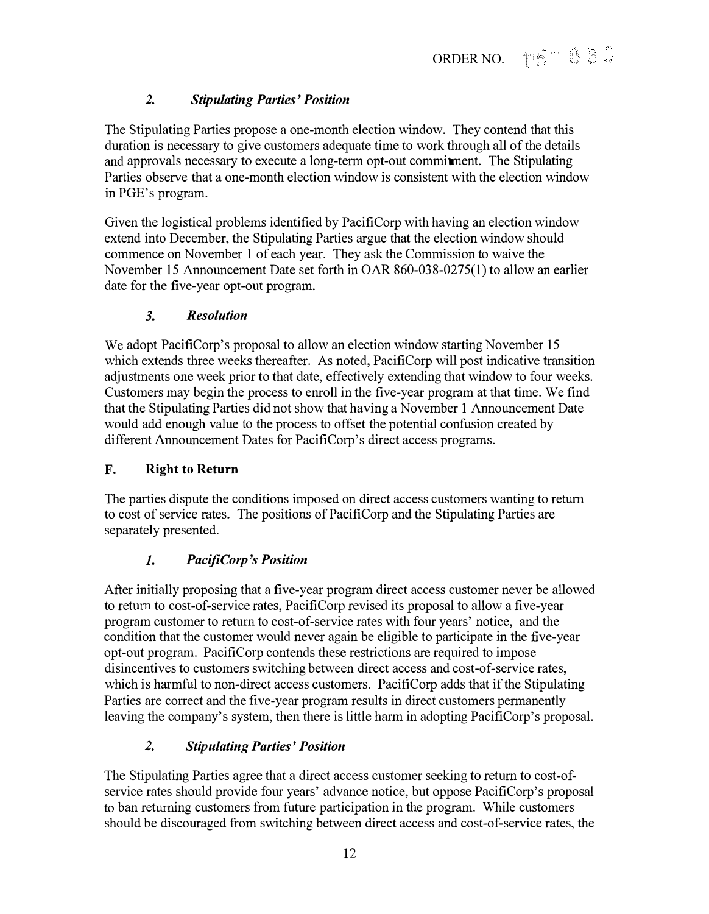### *2. Stipulating Parties' Position*

The Stipulating Parties propose a one-month election window. They contend that this duration is necessary to give customers adequate time to work through all of the details and approvals necessary to execute a long-term opt-out commitment. The Stipulating Parties observe that a one-month election window is consistent with the election window in PGE's program.

Given the logistical problems identified by PacifiCorp with having an election window extend into December, the Stipulating Parties argue that the election window should commence on November 1 of each year. They ask the Commission to waive the November 15 Announcement Date set forth in OAR 860-038-0275(1) to allow an earlier date for the five-year opt-out program.

### *3. Resolution*

We adopt PacifiCorp's proposal to allow an election window starting November 15 which extends three weeks thereafter. As noted, PacifiCorp will post indicative transition adjustments one week prior to that date, effectively extending that window to four weeks. Customers may begin the process to enroll in the five-year program at that time. We find that the Stipulating Parties did not show that having a November 1 Announcement Date would add enough value to the process to offset the potential confusion created by different Announcement Dates for PacifiCorp's direct access programs.

## F. Right to Return

The parties dispute the conditions imposed on direct access customers wanting to return to cost of service rates. The positions of PacifiCorp and the Stipulating Parties are separately presented.

### *1. PacifiCorp's Position*

After initially proposing that a five-year program direct access customer never be allowed to return to cost-of-service rates, PacifiCorp revised its proposal to allow a five-year program customer to return to cost-of-service rates with four years' notice, and the condition that the customer would never again be eligible to participate in the five-year opt-out program. PacifiCorp contends these restrictions are required to impose disincentives to customers switching between direct access and cost-of-service rates, which is harmful to non-direct access customers. PacifiCorp adds that if the Stipulating Parties are correct and the five-year program results in direct customers permanently leaving the company's system, then there is little harm in adopting PacifiCorp's proposal.

### *2. Stipulating Parties' Position*

The Stipulating Parties agree that a direct access customer seeking to return to cost-of-service rates should provide four years' advance notice, but oppose PacifiCorp's proposal to ban returning customers from future participation in the program. While customers should be discouraged from switching between direct access and cost-of-service rates, the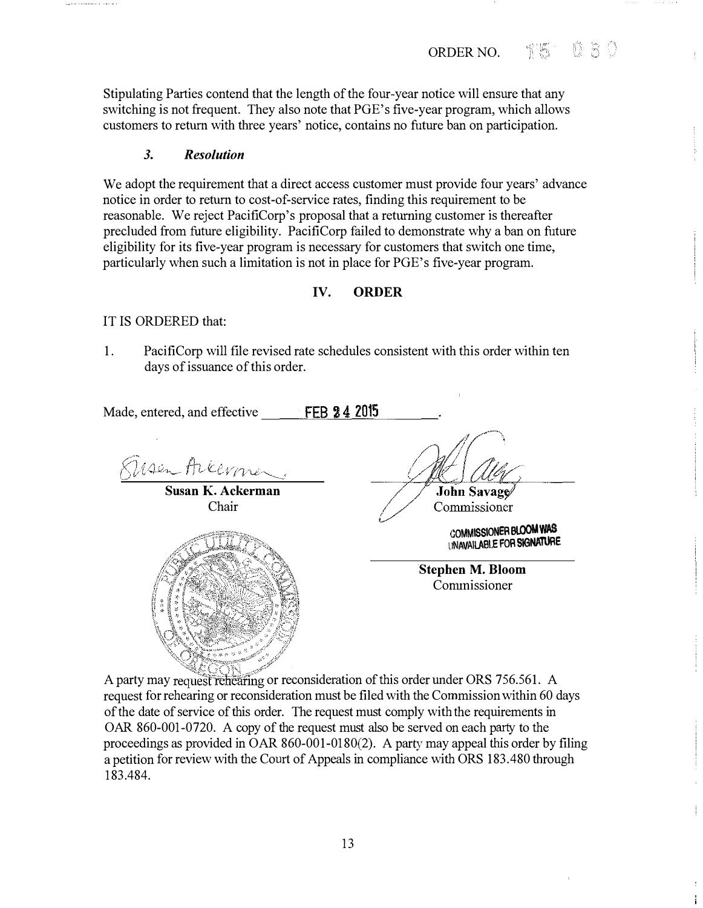Stipulating Parties contend that the length of the four-year notice will ensure that any switching is not frequent. They also note that PGE's five-year program, which allows customers to return with three years' notice, contains no future ban on participation.

### *3. Resolution*

We adopt the requirement that a direct access customer must provide four years' advance notice in order to return to cost-of-service rates, finding this requirement to be reasonable. We reject PacifiCorp's proposal that a returning customer is thereafter precluded from future eligibility. PacifiCorp failed to demonstrate why a ban on future eligibility for its five-year program is necessary for customers that switch one time, particularly when such a limitation is not in place for PGE's five-year program.

## IV. ORDER

IT IS ORDERED that:

1. PacifiCorp will file revised rate schedules consistent with this order within ten days of issuance of this order.

Made, entered, and effective FEB 24 2015.

**Susan K. Ackerman**
Chair

**John Savage**
Commissioner

COMMISSIONER BLOOM WAS UNAVAILABLE FOR SIGNATURE

**Stephen M. Bloom**
Commissioner

A party may request rehearing or reconsideration of this order under ORS 756.561. A request for rehearing or reconsideration must be filed with the Commission within 60 days of the date of service of this order. The request must comply with the requirements in OAR 860-001-0720. A copy of the request must also be served on each party to the proceedings as provided in OAR 860-001-0180(2). A party may appeal this order by filing a petition for review with the Court of Appeals in compliance with ORS 183.480 through 183.484.